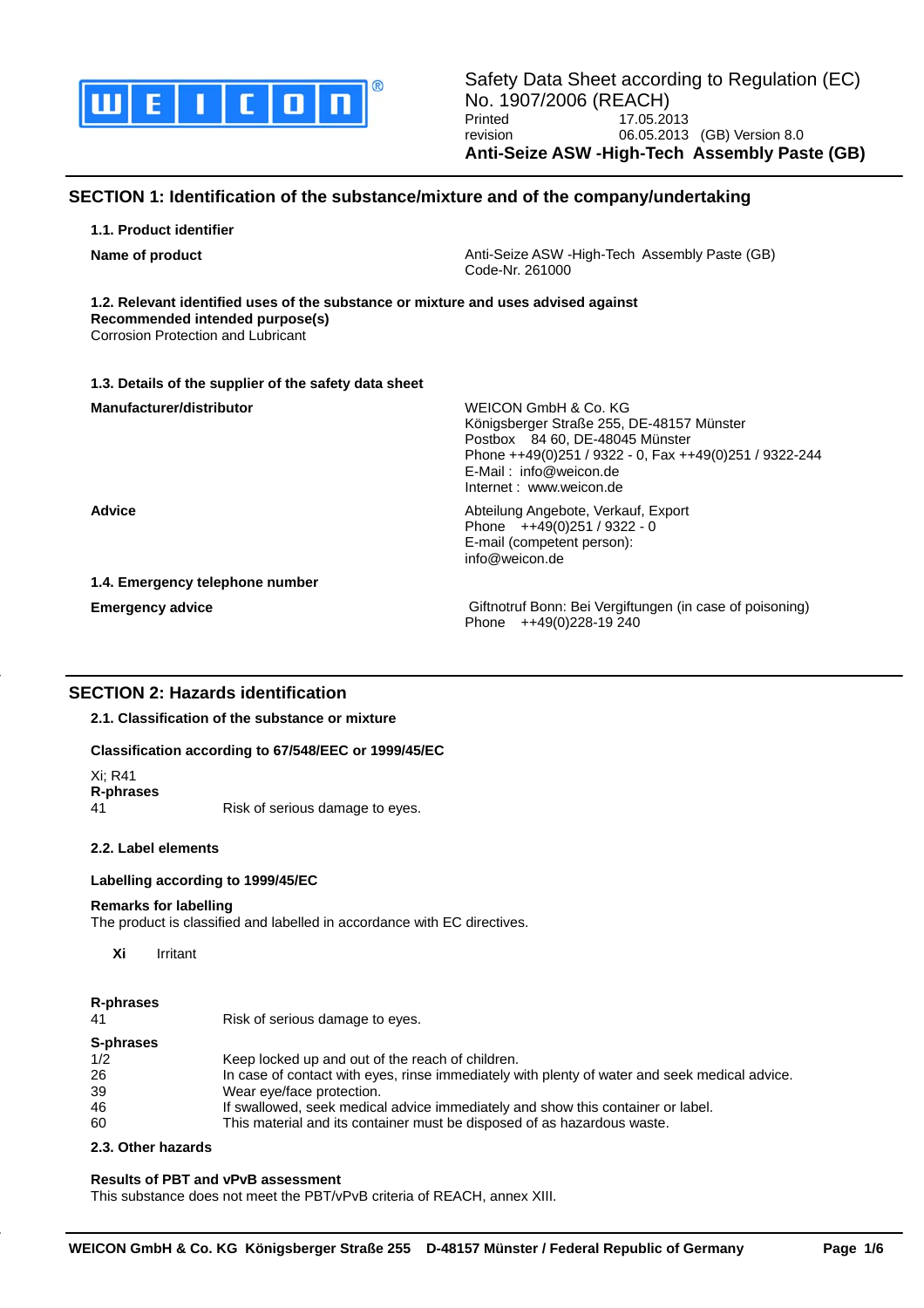Safety Data Sheet according to Regulation (EC) No. 1907/2006 (REACH)

Printed 17.05.2013
revision 06.05.2013 (GB) Version 8.0

**Anti-Seize ASW -High-Tech Assembly Paste (GB)**

## SECTION 1: Identification of the substance/mixture and of the company/undertaking

### 1.1. Product identifier

**Name of product**
Anti-Seize ASW -High-Tech Assembly Paste (GB)
Code-Nr. 261000

### 1.2. Relevant identified uses of the substance or mixture and uses advised against

**Recommended intended purpose(s)**
Corrosion Protection and Lubricant

### 1.3. Details of the supplier of the safety data sheet

**Manufacturer/distributor**
WEICON GmbH & Co. KG
Königsberger Straße 255, DE-48157 Münster
Postbox 84 60, DE-48045 Münster
Phone ++49(0)251 / 9322 - 0, Fax ++49(0)251 / 9322-244
E-Mail : info@weicon.de
Internet : www.weicon.de

**Advice**
Abteilung Angebote, Verkauf, Export
Phone ++49(0)251 / 9322 - 0
E-mail (competent person):
info@weicon.de

### 1.4. Emergency telephone number

**Emergency advice**
Giftnotruf Bonn: Bei Vergiftungen (in case of poisoning)
Phone ++49(0)228-19 240

## SECTION 2: Hazards identification

### 2.1. Classification of the substance or mixture

**Classification according to 67/548/EEC or 1999/45/EC**

Xi; R41

**R-phrases**

| | |
|---|---|
| 41 | Risk of serious damage to eyes. |

### 2.2. Label elements

**Labelling according to 1999/45/EC**

**Remarks for labelling**
The product is classified and labelled in accordance with EC directives.

**Xi** Irritant

**R-phrases**

| | |
|---|---|
| 41 | Risk of serious damage to eyes. |

**S-phrases**

| | |
|---|---|
| 1/2 | Keep locked up and out of the reach of children. |
| 26 | In case of contact with eyes, rinse immediately with plenty of water and seek medical advice. |
| 39 | Wear eye/face protection. |
| 46 | If swallowed, seek medical advice immediately and show this container or label. |
| 60 | This material and its container must be disposed of as hazardous waste. |

### 2.3. Other hazards

**Results of PBT and vPvB assessment**
This substance does not meet the PBT/vPvB criteria of REACH, annex XIII.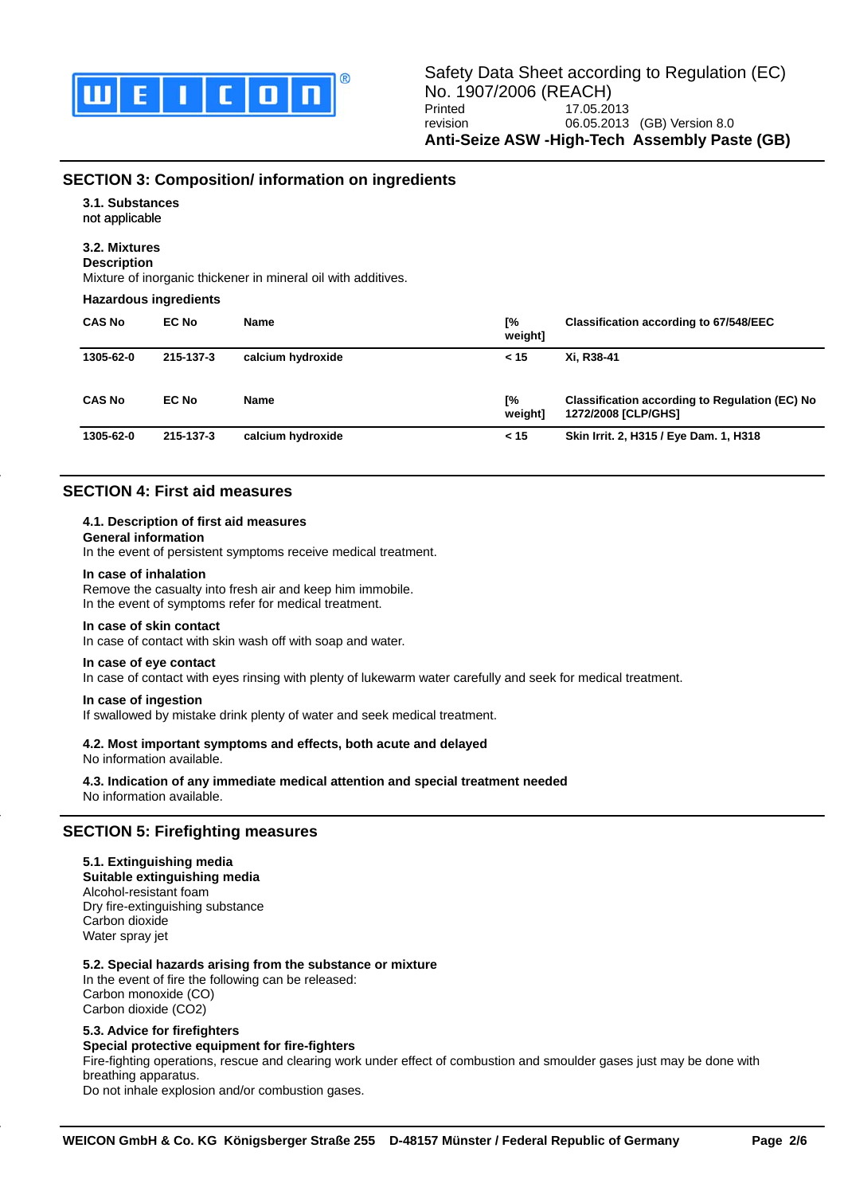## SECTION 3: Composition/ information on ingredients

### 3.1. Substances

not applicable

### 3.2. Mixtures

**Description**

Mixture of inorganic thickener in mineral oil with additives.

**Hazardous ingredients**

| CAS No | EC No | Name | [% weight] | Classification according to 67/548/EEC |
|---|---|---|---|---|
| 1305-62-0 | 215-137-3 | calcium hydroxide | < 15 | Xi, R38-41 |

| CAS No | EC No | Name | [% weight] | Classification according to Regulation (EC) No 1272/2008 [CLP/GHS] |
|---|---|---|---|---|
| 1305-62-0 | 215-137-3 | calcium hydroxide | < 15 | Skin Irrit. 2, H315 / Eye Dam. 1, H318 |

## SECTION 4: First aid measures

### 4.1. Description of first aid measures

**General information**

In the event of persistent symptoms receive medical treatment.

**In case of inhalation**

Remove the casualty into fresh air and keep him immobile.
In the event of symptoms refer for medical treatment.

**In case of skin contact**

In case of contact with skin wash off with soap and water.

**In case of eye contact**

In case of contact with eyes rinsing with plenty of lukewarm water carefully and seek for medical treatment.

**In case of ingestion**

If swallowed by mistake drink plenty of water and seek medical treatment.

### 4.2. Most important symptoms and effects, both acute and delayed

No information available.

### 4.3. Indication of any immediate medical attention and special treatment needed

No information available.

## SECTION 5: Firefighting measures

### 5.1. Extinguishing media

**Suitable extinguishing media**

Alcohol-resistant foam
Dry fire-extinguishing substance
Carbon dioxide
Water spray jet

### 5.2. Special hazards arising from the substance or mixture

In the event of fire the following can be released:
Carbon monoxide (CO)
Carbon dioxide ($CO_2$)

### 5.3. Advice for firefighters

**Special protective equipment for fire-fighters**

Fire-fighting operations, rescue and clearing work under effect of combustion and smoulder gases just may be done with breathing apparatus.
Do not inhale explosion and/or combustion gases.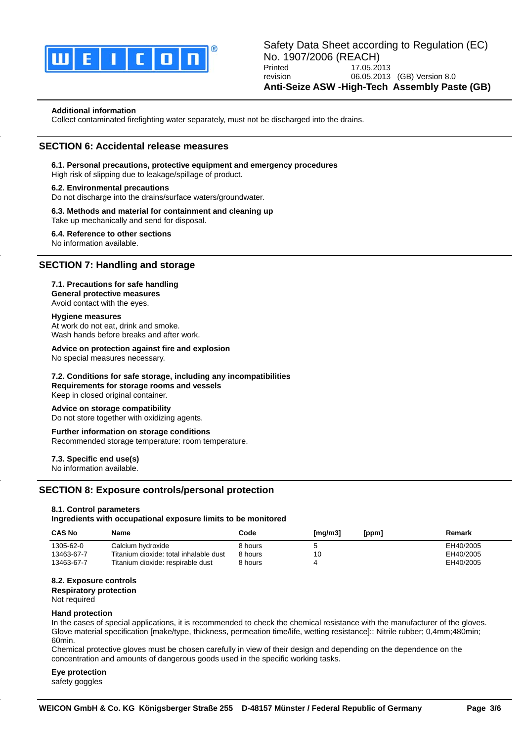**Additional information**

Collect contaminated firefighting water separately, must not be discharged into the drains.

## SECTION 6: Accidental release measures

**6.1. Personal precautions, protective equipment and emergency procedures**

High risk of slipping due to leakage/spillage of product.

**6.2. Environmental precautions**

Do not discharge into the drains/surface waters/groundwater.

**6.3. Methods and material for containment and cleaning up**

Take up mechanically and send for disposal.

**6.4. Reference to other sections**

No information available.

## SECTION 7: Handling and storage

**7.1. Precautions for safe handling**

**General protective measures**

Avoid contact with the eyes.

**Hygiene measures**

At work do not eat, drink and smoke.
Wash hands before breaks and after work.

**Advice on protection against fire and explosion**

No special measures necessary.

**7.2. Conditions for safe storage, including any incompatibilities**

**Requirements for storage rooms and vessels**

Keep in closed original container.

**Advice on storage compatibility**

Do not store together with oxidizing agents.

**Further information on storage conditions**

Recommended storage temperature: room temperature.

**7.3. Specific end use(s)**

No information available.

## SECTION 8: Exposure controls/personal protection

**8.1. Control parameters**

**Ingredients with occupational exposure limits to be monitored**

| CAS No | Name | Code | [mg/m3] | [ppm] | Remark |
|---|---|---|---|---|---|
| 1305-62-0 | Calcium hydroxide | 8 hours | 5 | | EH40/2005 |
| 13463-67-7 | Titanium dioxide: total inhalable dust | 8 hours | 10 | | EH40/2005 |
| 13463-67-7 | Titanium dioxide: respirable dust | 8 hours | 4 | | EH40/2005 |

**8.2. Exposure controls**

**Respiratory protection**

Not required

**Hand protection**

In the cases of special applications, it is recommended to check the chemical resistance with the manufacturer of the gloves.
Glove material specification [make/type, thickness, permeation time/life, wetting resistance]:: Nitrile rubber; 0,4mm;480min; 60min.
Chemical protective gloves must be chosen carefully in view of their design and depending on the dependence on the concentration and amounts of dangerous goods used in the specific working tasks.

**Eye protection**

safety goggles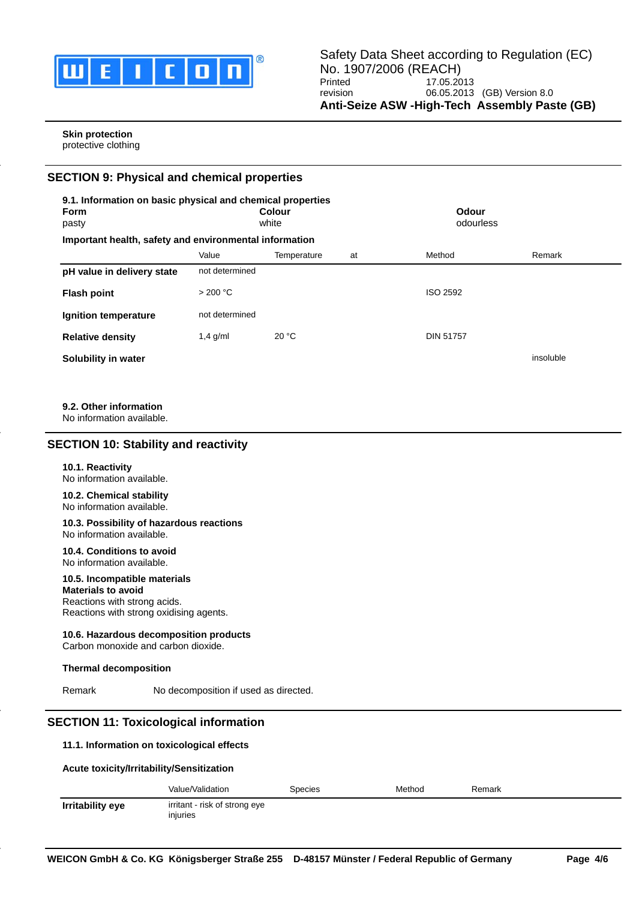**Skin protection**
protective clothing

## SECTION 9: Physical and chemical properties

**9.1. Information on basic physical and chemical properties**

| **Form** | **Colour** | **Odour** |
|---|---|---|
| pasty | white | odourless |

**Important health, safety and environmental information**

| | Value | Temperature | at | Method | Remark |
|---|---|---|---|---|---|
| **pH value in delivery state** | not determined | | | | |
| **Flash point** | > 200 °C | | | ISO 2592 | |
| **Ignition temperature** | not determined | | | | |
| **Relative density** | 1,4 g/ml | 20 °C | | DIN 51757 | |
| **Solubility in water** | | | | | insoluble |

**9.2. Other information**
No information available.

## SECTION 10: Stability and reactivity

**10.1. Reactivity**
No information available.

**10.2. Chemical stability**
No information available.

**10.3. Possibility of hazardous reactions**
No information available.

**10.4. Conditions to avoid**
No information available.

**10.5. Incompatible materials**
**Materials to avoid**
Reactions with strong acids.
Reactions with strong oxidising agents.

**10.6. Hazardous decomposition products**
Carbon monoxide and carbon dioxide.

**Thermal decomposition**

Remark No decomposition if used as directed.

## SECTION 11: Toxicological information

**11.1. Information on toxicological effects**

**Acute toxicity/Irritability/Sensitization**

| | Value/Validation | Species | Method | Remark |
|---|---|---|---|---|
| **Irritability eye** | irritant - risk of strong eye injuries | | | |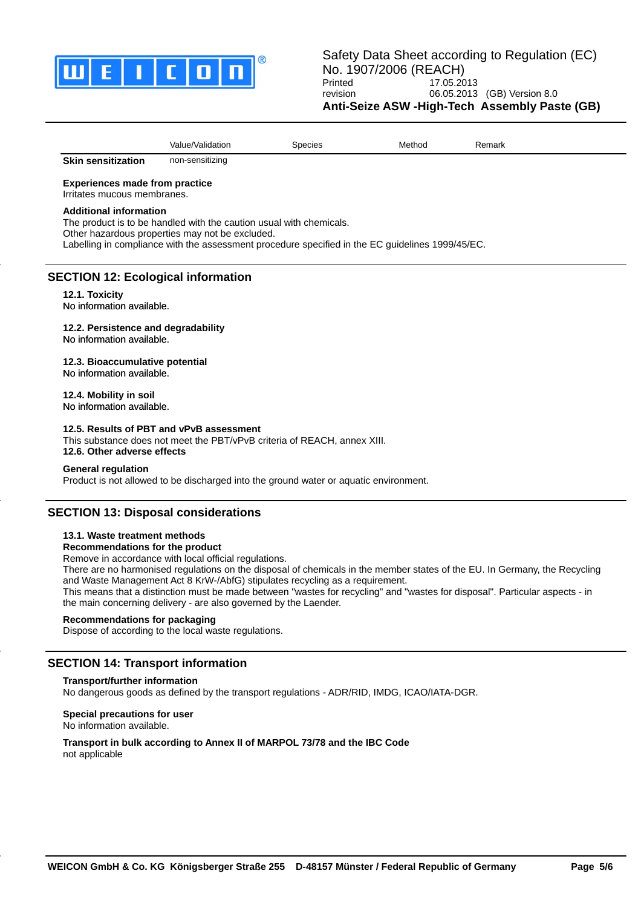| | Value/Validation | Species | Method | Remark |
|---|---|---|---|---|
| **Skin sensitization** | non-sensitizing | | | |

**Experiences made from practice**
Irritates mucous membranes.

**Additional information**
The product is to be handled with the caution usual with chemicals.
Other hazardous properties may not be excluded.
Labelling in compliance with the assessment procedure specified in the EC guidelines 1999/45/EC.

## SECTION 12: Ecological information

**12.1. Toxicity**
No information available.

**12.2. Persistence and degradability**
No information available.

**12.3. Bioaccumulative potential**
No information available.

**12.4. Mobility in soil**
No information available.

**12.5. Results of PBT and vPvB assessment**
This substance does not meet the PBT/vPvB criteria of REACH, annex XIII.
**12.6. Other adverse effects**

**General regulation**
Product is not allowed to be discharged into the ground water or aquatic environment.

## SECTION 13: Disposal considerations

**13.1. Waste treatment methods**
**Recommendations for the product**
Remove in accordance with local official regulations.
There are no harmonised regulations on the disposal of chemicals in the member states of the EU. In Germany, the Recycling and Waste Management Act 8 KrW-/AbfG) stipulates recycling as a requirement.
This means that a distinction must be made between "wastes for recycling" and "wastes for disposal". Particular aspects - in the main concerning delivery - are also governed by the Laender.

**Recommendations for packaging**
Dispose of according to the local waste regulations.

## SECTION 14: Transport information

**Transport/further information**
No dangerous goods as defined by the transport regulations - ADR/RID, IMDG, ICAO/IATA-DGR.

**Special precautions for user**
No information available.

**Transport in bulk according to Annex II of MARPOL 73/78 and the IBC Code**
not applicable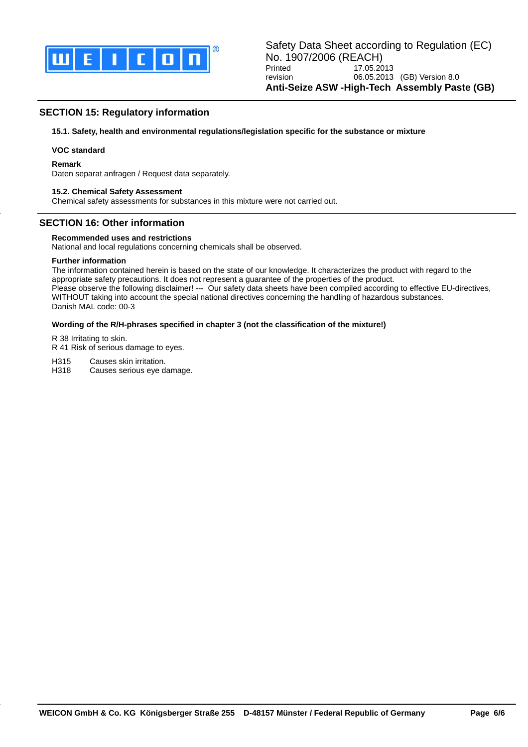## SECTION 15: Regulatory information

### 15.1. Safety, health and environmental regulations/legislation specific for the substance or mixture

**VOC standard**

**Remark**

Daten separat anfragen / Request data separately.

### 15.2. Chemical Safety Assessment

Chemical safety assessments for substances in this mixture were not carried out.

## SECTION 16: Other information

**Recommended uses and restrictions**

National and local regulations concerning chemicals shall be observed.

**Further information**

The information contained herein is based on the state of our knowledge. It characterizes the product with regard to the appropriate safety precautions. It does not represent a guarantee of the properties of the product.
Please observe the following disclaimer! --- Our safety data sheets have been compiled according to effective EU-directives, WITHOUT taking into account the special national directives concerning the handling of hazardous substances.
Danish MAL code: 00-3

**Wording of the R/H-phrases specified in chapter 3 (not the classification of the mixture!)**

R 38 Irritating to skin.
R 41 Risk of serious damage to eyes.

H315 Causes skin irritation.
H318 Causes serious eye damage.